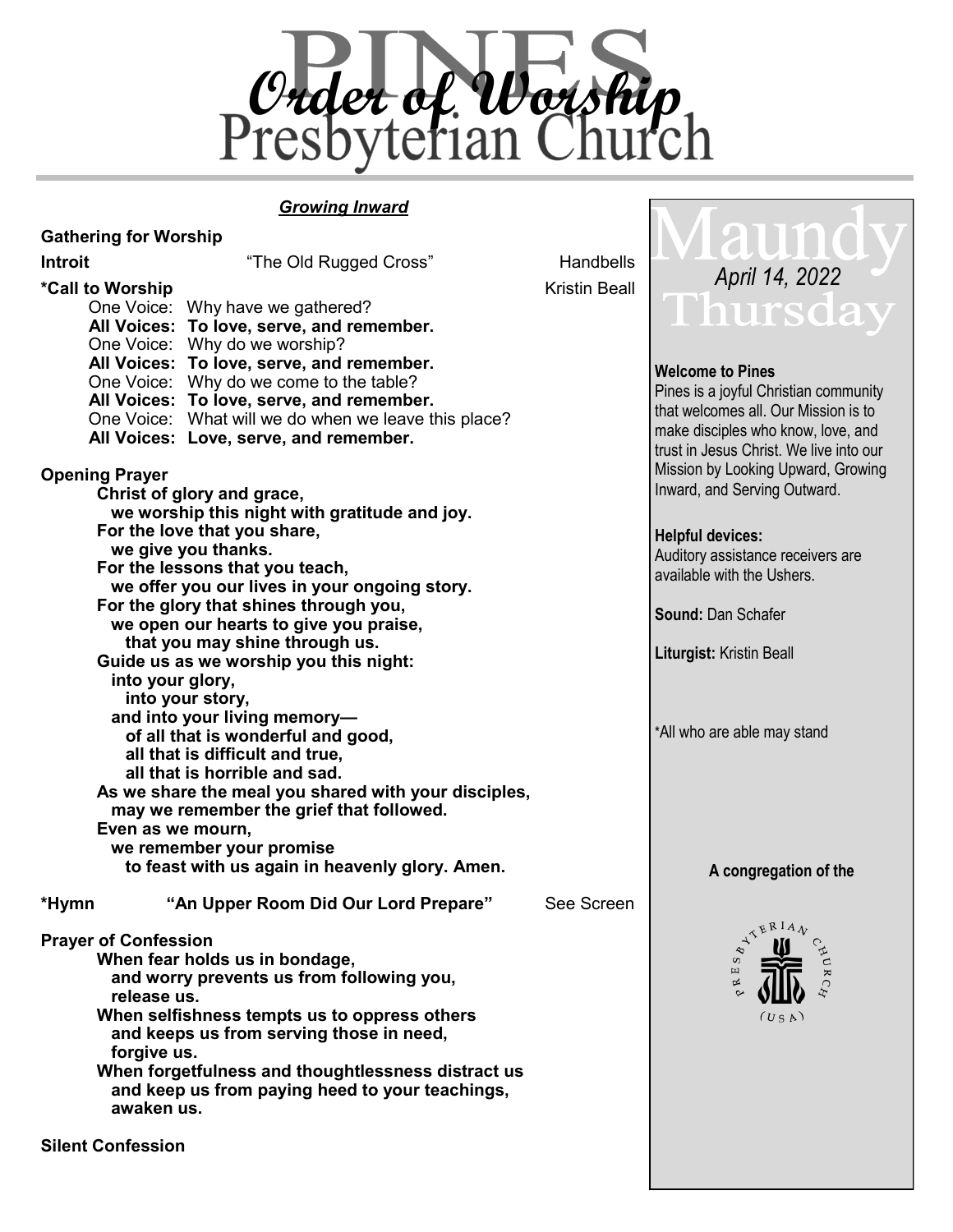# Order of Worship

# Pines Presbyterian Church

***Growing Inward***

**Gathering for Worship**

**Introit** — "The Old Rugged Cross" — Handbells

**\*Call to Worship** — Kristin Beall

One Voice: Why have we gathered?
**All Voices: To love, serve, and remember.**
One Voice: Why do we worship?
**All Voices: To love, serve, and remember.**
One Voice: Why do we come to the table?
**All Voices: To love, serve, and remember.**
One Voice: What will we do when we leave this place?
**All Voices: Love, serve, and remember.**

**Opening Prayer**

**Christ of glory and grace,**
**we worship this night with gratitude and joy.**
**For the love that you share,**
**we give you thanks.**
**For the lessons that you teach,**
**we offer you our lives in your ongoing story.**
**For the glory that shines through you,**
**we open our hearts to give you praise,**
**that you may shine through us.**
**Guide us as we worship you this night:**
**into your glory,**
**into your story,**
**and into your living memory—**
**of all that is wonderful and good,**
**all that is difficult and true,**
**all that is horrible and sad.**
**As we share the meal you shared with your disciples,**
**may we remember the grief that followed.**
**Even as we mourn,**
**we remember your promise**
**to feast with us again in heavenly glory. Amen.**

**\*Hymn** — **"An Upper Room Did Our Lord Prepare"** — See Screen

**Prayer of Confession**

**When fear holds us in bondage,**
**and worry prevents us from following you,**
**release us.**
**When selfishness tempts us to oppress others**
**and keeps us from serving those in need,**
**forgive us.**
**When forgetfulness and thoughtlessness distract us**
**and keep us from paying heed to your teachings,**
**awaken us.**

**Silent Confession**

## Maundy Thursday

*April 14, 2022*

**Welcome to Pines**
Pines is a joyful Christian community that welcomes all. Our Mission is to make disciples who know, love, and trust in Jesus Christ. We live into our Mission by Looking Upward, Growing Inward, and Serving Outward.

**Helpful devices:**
Auditory assistance receivers are available with the Ushers.

**Sound:** Dan Schafer

**Liturgist:** Kristin Beall

\*All who are able may stand

**A congregation of the**

PRESBYTERIAN CHURCH (USA)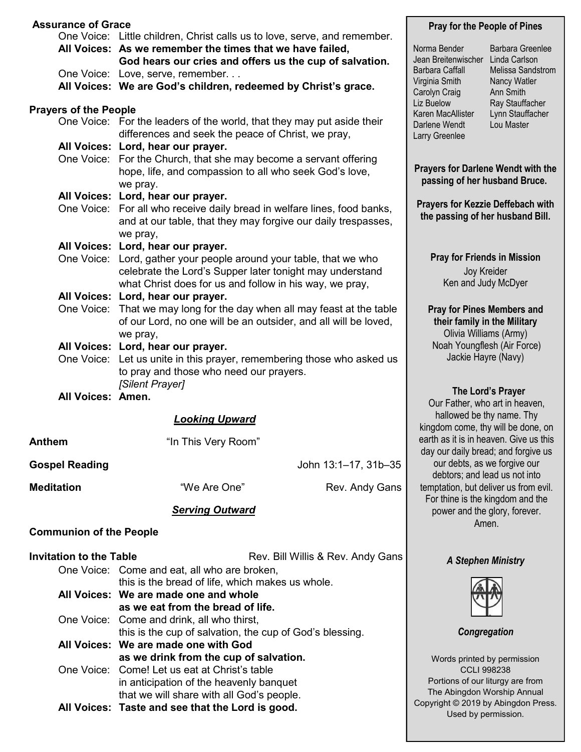**Assurance of Grace**

One Voice: Little children, Christ calls us to love, serve, and remember.
**All Voices: As we remember the times that we have failed, God hears our cries and offers us the cup of salvation.**
One Voice: Love, serve, remember. . .
**All Voices: We are God's children, redeemed by Christ's grace.**

**Prayers of the People**

One Voice: For the leaders of the world, that they may put aside their differences and seek the peace of Christ, we pray,
**All Voices: Lord, hear our prayer.**
One Voice: For the Church, that she may become a servant offering hope, life, and compassion to all who seek God's love, we pray.
**All Voices: Lord, hear our prayer.**
One Voice: For all who receive daily bread in welfare lines, food banks, and at our table, that they may forgive our daily trespasses, we pray,
**All Voices: Lord, hear our prayer.**
One Voice: Lord, gather your people around your table, that we who celebrate the Lord's Supper later tonight may understand what Christ does for us and follow in his way, we pray,
**All Voices: Lord, hear our prayer.**
One Voice: That we may long for the day when all may feast at the table of our Lord, no one will be an outsider, and all will be loved, we pray,
**All Voices: Lord, hear our prayer.**
One Voice: Let us unite in this prayer, remembering those who asked us to pray and those who need our prayers.
*[Silent Prayer]*
**All Voices: Amen.**

***Looking Upward***

**Anthem** "In This Very Room"

**Gospel Reading** John 13:1–17, 31b–35

**Meditation** "We Are One" Rev. Andy Gans

***Serving Outward***

**Communion of the People**

**Invitation to the Table** Rev. Bill Willis & Rev. Andy Gans

One Voice: Come and eat, all who are broken, this is the bread of life, which makes us whole.
**All Voices: We are made one and whole as we eat from the bread of life.**
One Voice: Come and drink, all who thirst, this is the cup of salvation, the cup of God's blessing.
**All Voices: We are made one with God as we drink from the cup of salvation.**
One Voice: Come! Let us eat at Christ's table in anticipation of the heavenly banquet that we will share with all God's people.
**All Voices: Taste and see that the Lord is good.**

---

**Pray for the People of Pines**

Norma Bender
Jean Breitenwischer
Barbara Caffall
Virginia Smith
Carolyn Craig
Liz Buelow
Karen MacAllister
Darlene Wendt
Larry Greenlee
Barbara Greenlee
Linda Carlson
Melissa Sandstrom
Nancy Watler
Ann Smith
Ray Stauffacher
Lynn Stauffacher
Lou Master

**Prayers for Darlene Wendt with the passing of her husband Bruce.**

**Prayers for Kezzie Deffebach with the passing of her husband Bill.**

**Pray for Friends in Mission**

Joy Kreider
Ken and Judy McDyer

**Pray for Pines Members and their family in the Military**

Olivia Williams (Army)
Noah Youngflesh (Air Force)
Jackie Hayre (Navy)

**The Lord's Prayer**

Our Father, who art in heaven, hallowed be thy name. Thy kingdom come, thy will be done, on earth as it is in heaven. Give us this day our daily bread; and forgive us our debts, as we forgive our debtors; and lead us not into temptation, but deliver us from evil. For thine is the kingdom and the power and the glory, forever. Amen.

***A Stephen Ministry***

***Congregation***

Words printed by permission
CCLI 998238
Portions of our liturgy are from
The Abingdon Worship Annual
Copyright © 2019 by Abingdon Press.
Used by permission.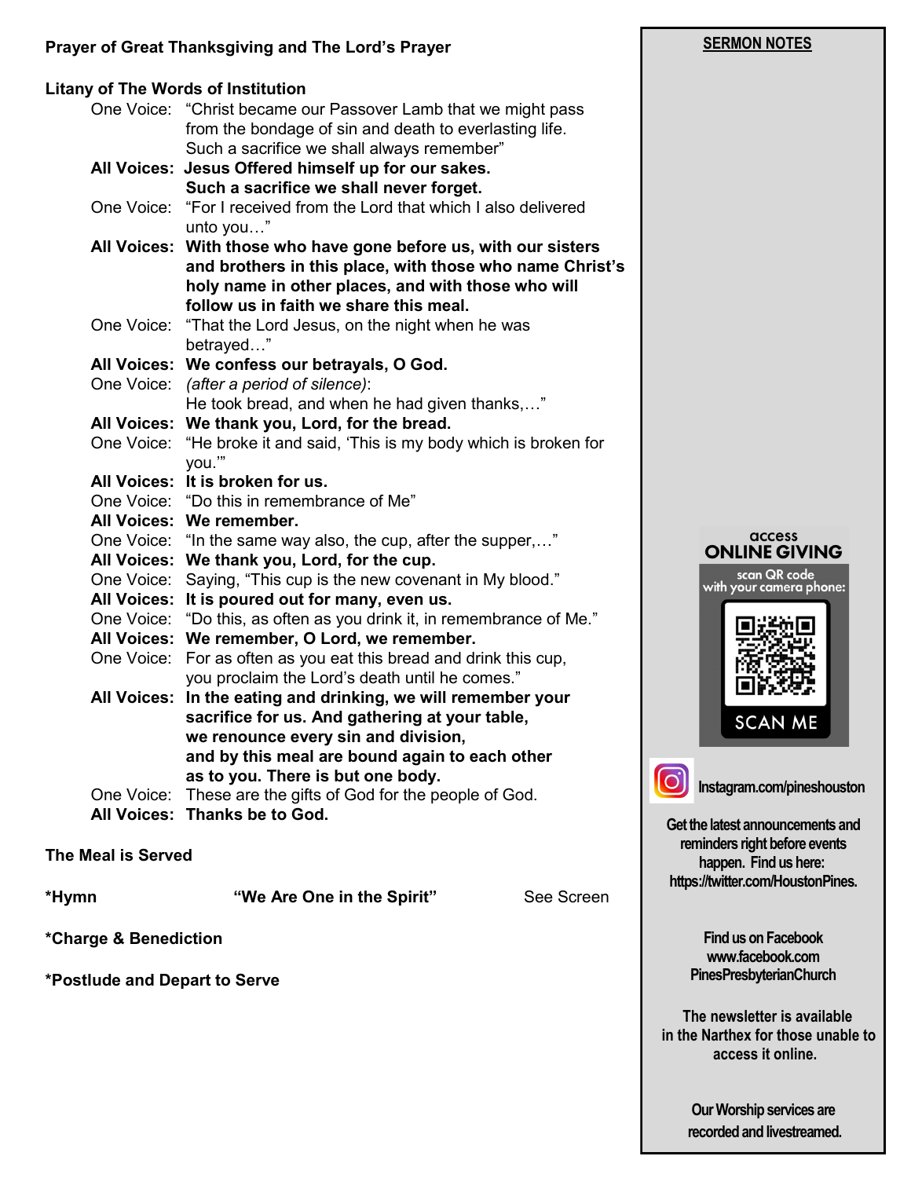**Prayer of Great Thanksgiving and The Lord's Prayer**

**Litany of The Words of Institution**

One Voice: "Christ became our Passover Lamb that we might pass from the bondage of sin and death to everlasting life. Such a sacrifice we shall always remember"

**All Voices: Jesus Offered himself up for our sakes. Such a sacrifice we shall never forget.**

One Voice: "For I received from the Lord that which I also delivered unto you…"

**All Voices: With those who have gone before us, with our sisters and brothers in this place, with those who name Christ's holy name in other places, and with those who will follow us in faith we share this meal.**

One Voice: "That the Lord Jesus, on the night when he was betrayed…"

**All Voices: We confess our betrayals, O God.**

One Voice: *(after a period of silence)*: He took bread, and when he had given thanks,…"

**All Voices: We thank you, Lord, for the bread.**

One Voice: "He broke it and said, 'This is my body which is broken for you.'"

**All Voices: It is broken for us.**

One Voice: "Do this in remembrance of Me"

**All Voices: We remember.**

One Voice: "In the same way also, the cup, after the supper,…"

**All Voices: We thank you, Lord, for the cup.**

One Voice: Saying, "This cup is the new covenant in My blood."

**All Voices: It is poured out for many, even us.**

One Voice: "Do this, as often as you drink it, in remembrance of Me."

**All Voices: We remember, O Lord, we remember.**

One Voice: For as often as you eat this bread and drink this cup, you proclaim the Lord's death until he comes."

**All Voices: In the eating and drinking, we will remember your sacrifice for us. And gathering at your table, we renounce every sin and division, and by this meal are bound again to each other as to you. There is but one body.**

One Voice: These are the gifts of God for the people of God.

**All Voices: Thanks be to God.**

**The Meal is Served**

**\*Hymn** **"We Are One in the Spirit"** See Screen

**\*Charge & Benediction**

**\*Postlude and Depart to Serve**

---

**SERMON NOTES**

access
**ONLINE GIVING**
scan QR code
with your camera phone:
SCAN ME

**Instagram.com/pineshouston**

**Get the latest announcements and reminders right before events happen. Find us here: https://twitter.com/HoustonPines.**

**Find us on Facebook www.facebook.com PinesPresbyterianChurch**

**The newsletter is available in the Narthex for those unable to access it online.**

**Our Worship services are recorded and livestreamed.**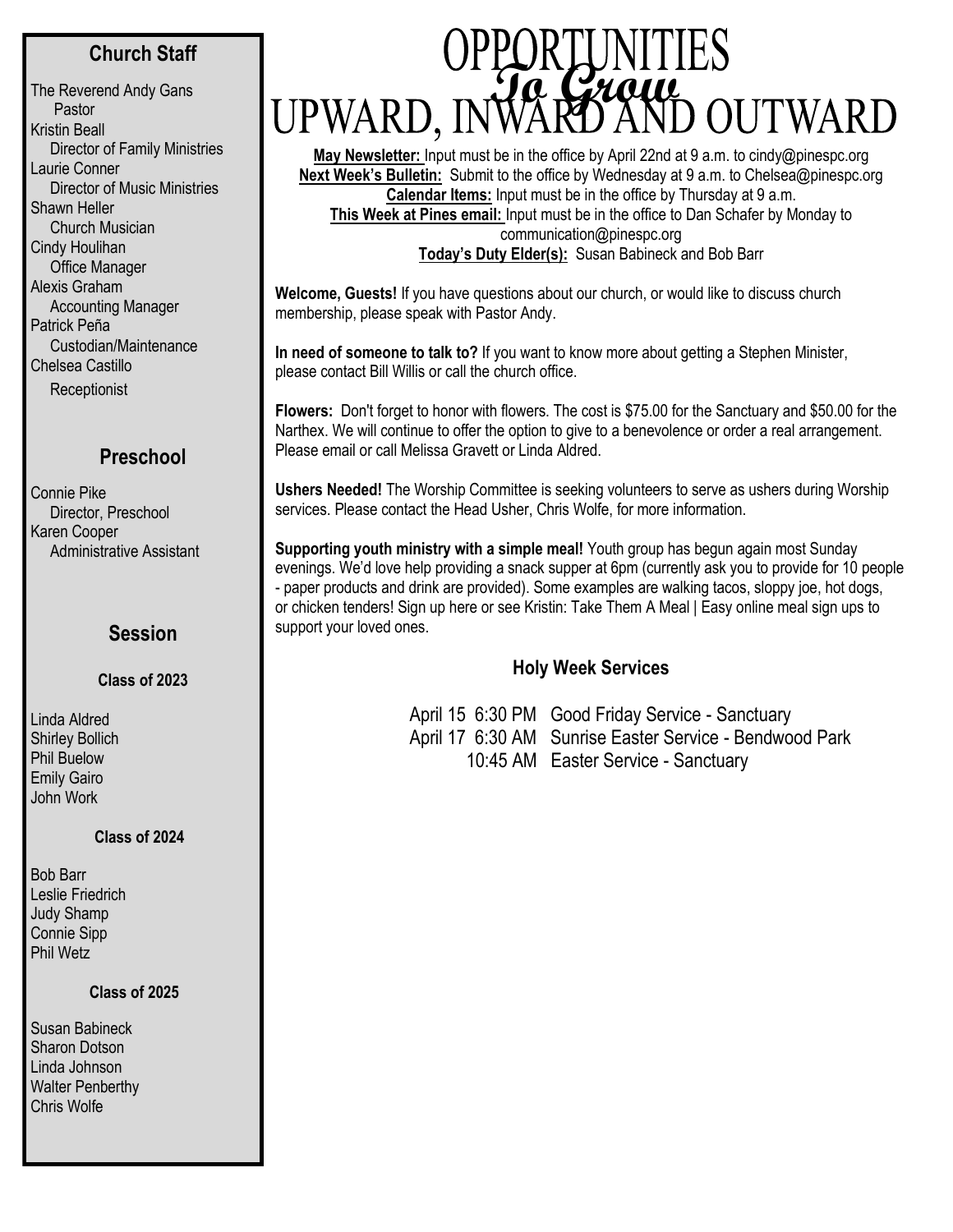## Church Staff

The Reverend Andy Gans
Pastor
Kristin Beall
Director of Family Ministries
Laurie Conner
Director of Music Ministries
Shawn Heller
Church Musician
Cindy Houlihan
Office Manager
Alexis Graham
Accounting Manager
Patrick Peña
Custodian/Maintenance
Chelsea Castillo
Receptionist

## Preschool

Connie Pike
Director, Preschool
Karen Cooper
Administrative Assistant

## Session

### Class of 2023

Linda Aldred
Shirley Bollich
Phil Buelow
Emily Gairo
John Work

### Class of 2024

Bob Barr
Leslie Friedrich
Judy Shamp
Connie Sipp
Phil Wetz

### Class of 2025

Susan Babineck
Sharon Dotson
Linda Johnson
Walter Penberthy
Chris Wolfe

# OPPORTUNITIES *To Grow* UPWARD, INWARD AND OUTWARD

**May Newsletter:** Input must be in the office by April 22nd at 9 a.m. to cindy@pinespc.org
**Next Week's Bulletin:** Submit to the office by Wednesday at 9 a.m. to Chelsea@pinespc.org
**Calendar Items:** Input must be in the office by Thursday at 9 a.m.
**This Week at Pines email:** Input must be in the office to Dan Schafer by Monday to communication@pinespc.org
**Today's Duty Elder(s):** Susan Babineck and Bob Barr

**Welcome, Guests!** If you have questions about our church, or would like to discuss church membership, please speak with Pastor Andy.

**In need of someone to talk to?** If you want to know more about getting a Stephen Minister, please contact Bill Willis or call the church office.

**Flowers:** Don't forget to honor with flowers. The cost is $75.00 for the Sanctuary and $50.00 for the Narthex. We will continue to offer the option to give to a benevolence or order a real arrangement. Please email or call Melissa Gravett or Linda Aldred.

**Ushers Needed!** The Worship Committee is seeking volunteers to serve as ushers during Worship services. Please contact the Head Usher, Chris Wolfe, for more information.

**Supporting youth ministry with a simple meal!** Youth group has begun again most Sunday evenings. We'd love help providing a snack supper at 6pm (currently ask you to provide for 10 people - paper products and drink are provided). Some examples are walking tacos, sloppy joe, hot dogs, or chicken tenders! Sign up here or see Kristin: Take Them A Meal | Easy online meal sign ups to support your loved ones.

### Holy Week Services

April 15 6:30 PM Good Friday Service - Sanctuary
April 17 6:30 AM Sunrise Easter Service - Bendwood Park
10:45 AM Easter Service - Sanctuary